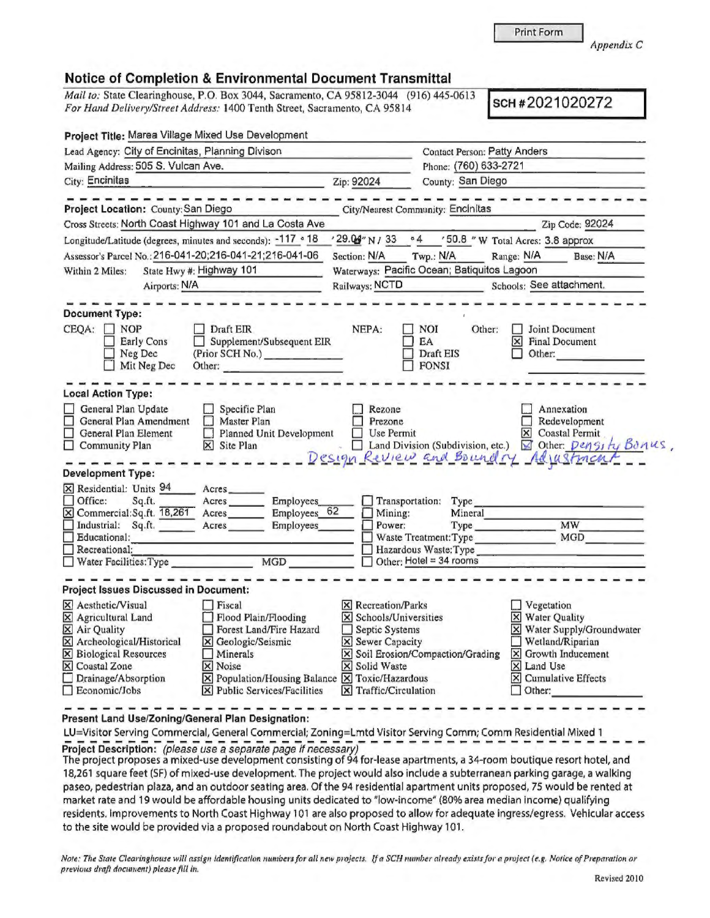Print Form

*Appendix C*

## Notice of Completion & Environmental Document Transmittal

*Mail to:* State Clearinghouse, P.O. Box 3044, Sacramento, CA 95812-3044 (916) 445-0613
*For Hand Delivery/Street Address:* 1400 Tenth Street, Sacramento, CA 95814

**SCH # 2021020272**

**Project Title:** Marea Village Mixed Use Development

Lead Agency: City of Encinitas, Planning Divison
Contact Person: Patty Anders
Mailing Address: 505 S. Vulcan Ave.
Phone: (760) 633-2721
City: Encinitas
Zip: 92024
County: San Diego

---

**Project Location:** County: San Diego
City/Nearest Community: Encinitas
Cross Streets: North Coast Highway 101 and La Costa Ave
Zip Code: 92024
Longitude/Latitude (degrees, minutes and seconds): -117 ° 18 ′ 29.04 ″ N / 33 ° 4 ′ 50.8 ″ W Total Acres: 3.8 approx
Assessor's Parcel No.: 216-041-20;216-041-21;216-041-06
Section: N/A Twp.: N/A Range: N/A Base: N/A
Within 2 Miles: State Hwy #: Highway 101
Waterways: Pacific Ocean; Batiquitos Lagoon
Airports: N/A
Railways: NCTD
Schools: See attachment.

---

**Document Type:**

CEQA:
- [ ] NOP
- [ ] Early Cons
- [ ] Neg Dec
- [ ] Mit Neg Dec
- [ ] Draft EIR
- [ ] Supplement/Subsequent EIR (Prior SCH No.) ______
- Other: ______

NEPA:
- [ ] NOI
- [ ] EA
- [ ] Draft EIS
- [ ] FONSI

Other:
- [ ] Joint Document
- [x] Final Document
- [ ] Other: ______

---

**Local Action Type:**

- [ ] General Plan Update
- [ ] General Plan Amendment
- [ ] General Plan Element
- [ ] Community Plan
- [ ] Specific Plan
- [ ] Master Plan
- [ ] Planned Unit Development
- [x] Site Plan
- [ ] Rezone
- [ ] Prezone
- [ ] Use Permit
- [ ] Land Division (Subdivision, etc.)
- [ ] Annexation
- [ ] Redevelopment
- [x] Coastal Permit
- [x] Other: Density Bonus, Design Review and Boundry Adjustment

---

**Development Type:**

- [x] Residential: Units 94 Acres ______
- [ ] Office: Sq.ft. ______ Acres ______ Employees ______
- [x] Commercial: Sq.ft. 18,261 Acres ______ Employees 62
- [ ] Industrial: Sq.ft. ______ Acres ______ Employees ______
- [ ] Educational: ______
- [ ] Recreational: ______
- [ ] Water Facilities: Type ______ MGD ______
- [ ] Transportation: Type ______
- [ ] Mining: Mineral ______
- [ ] Power: Type ______ MW ______
- [ ] Waste Treatment: Type ______ MGD ______
- [ ] Hazardous Waste: Type ______
- [ ] Other: Hotel = 34 rooms

---

**Project Issues Discussed in Document:**

- [x] Aesthetic/Visual
- [x] Agricultural Land
- [x] Air Quality
- [x] Archeological/Historical
- [x] Biological Resources
- [x] Coastal Zone
- [ ] Drainage/Absorption
- [ ] Economic/Jobs
- [ ] Fiscal
- [ ] Flood Plain/Flooding
- [ ] Forest Land/Fire Hazard
- [x] Geologic/Seismic
- [ ] Minerals
- [x] Noise
- [x] Population/Housing Balance
- [x] Public Services/Facilities
- [x] Recreation/Parks
- [x] Schools/Universities
- [ ] Septic Systems
- [x] Sewer Capacity
- [x] Soil Erosion/Compaction/Grading
- [x] Solid Waste
- [x] Toxic/Hazardous
- [x] Traffic/Circulation
- [ ] Vegetation
- [x] Water Quality
- [x] Water Supply/Groundwater
- [ ] Wetland/Riparian
- [x] Growth Inducement
- [x] Land Use
- [x] Cumulative Effects
- [ ] Other: ______

---

**Present Land Use/Zoning/General Plan Designation:**

LU=Visitor Serving Commercial, General Commercial; Zoning=Lmtd Visitor Serving Comm; Comm Residential Mixed 1

**Project Description:** *(please use a separate page if necessary)*

The project proposes a mixed-use development consisting of 94 for-lease apartments, a 34-room boutique resort hotel, and 18,261 square feet (SF) of mixed-use development. The project would also include a subterranean parking garage, a walking paseo, pedestrian plaza, and an outdoor seating area. Of the 94 residential apartment units proposed, 75 would be rented at market rate and 19 would be affordable housing units dedicated to "low-income" (80% area median income) qualifying residents. Improvements to North Coast Highway 101 are also proposed to allow for adequate ingress/egress. Vehicular access to the site would be provided via a proposed roundabout on North Coast Highway 101.

*Note: The State Clearinghouse will assign identification numbers for all new projects. If a SCH number already exists for a project (e.g. Notice of Preparation or previous draft document) please fill in.*

Revised 2010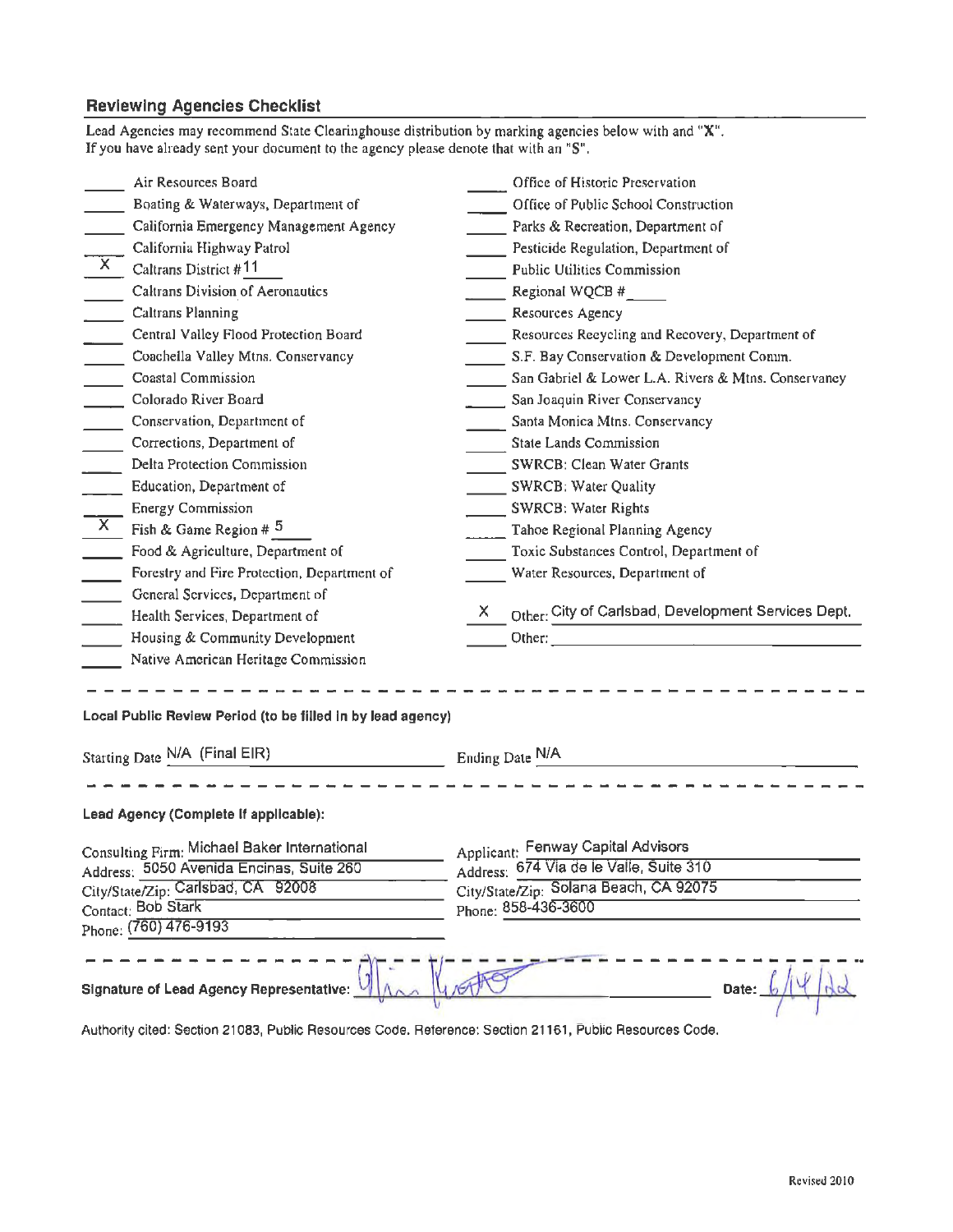## Reviewing Agencies Checklist

Lead Agencies may recommend State Clearinghouse distribution by marking agencies below with and "X".
If you have already sent your document to the agency please denote that with an "S".

- ____ Air Resources Board
- ____ Boating & Waterways, Department of
- ____ California Emergency Management Agency
- ____ California Highway Patrol
- X Caltrans District # 11
- ____ Caltrans Division of Aeronautics
- ____ Caltrans Planning
- ____ Central Valley Flood Protection Board
- ____ Coachella Valley Mtns. Conservancy
- ____ Coastal Commission
- ____ Colorado River Board
- ____ Conservation, Department of
- ____ Corrections, Department of
- ____ Delta Protection Commission
- ____ Education, Department of
- ____ Energy Commission
- X Fish & Game Region # 5
- ____ Food & Agriculture, Department of
- ____ Forestry and Fire Protection, Department of
- ____ General Services, Department of
- ____ Health Services, Department of
- ____ Housing & Community Development
- ____ Native American Heritage Commission
- ____ Office of Historic Preservation
- ____ Office of Public School Construction
- ____ Parks & Recreation, Department of
- ____ Pesticide Regulation, Department of
- ____ Public Utilities Commission
- ____ Regional WQCB # ____
- ____ Resources Agency
- ____ Resources Recycling and Recovery, Department of
- ____ S.F. Bay Conservation & Development Comm.
- ____ San Gabriel & Lower L.A. Rivers & Mtns. Conservancy
- ____ San Joaquin River Conservancy
- ____ Santa Monica Mtns. Conservancy
- ____ State Lands Commission
- ____ SWRCB: Clean Water Grants
- ____ SWRCB: Water Quality
- ____ SWRCB: Water Rights
- ____ Tahoe Regional Planning Agency
- ____ Toxic Substances Control, Department of
- ____ Water Resources, Department of
- X Other: City of Carlsbad, Development Services Dept.
- ____ Other: ____________________

---

**Local Public Review Period (to be filled in by lead agency)**

Starting Date N/A (Final EIR) Ending Date N/A

---

**Lead Agency (Complete if applicable):**

Consulting Firm: Michael Baker International
Address: 5050 Avenida Encinas, Suite 260
City/State/Zip: Carlsbad, CA 92008
Contact: Bob Stark
Phone: (760) 476-9193

Applicant: Fenway Capital Advisors
Address: 674 Via de le Valle, Suite 310
City/State/Zip: Solana Beach, CA 92075
Phone: 858-436-3600

---

**Signature of Lead Agency Representative:** [signature] **Date:** 6/14/22

Authority cited: Section 21083, Public Resources Code. Reference: Section 21161, Public Resources Code.

Revised 2010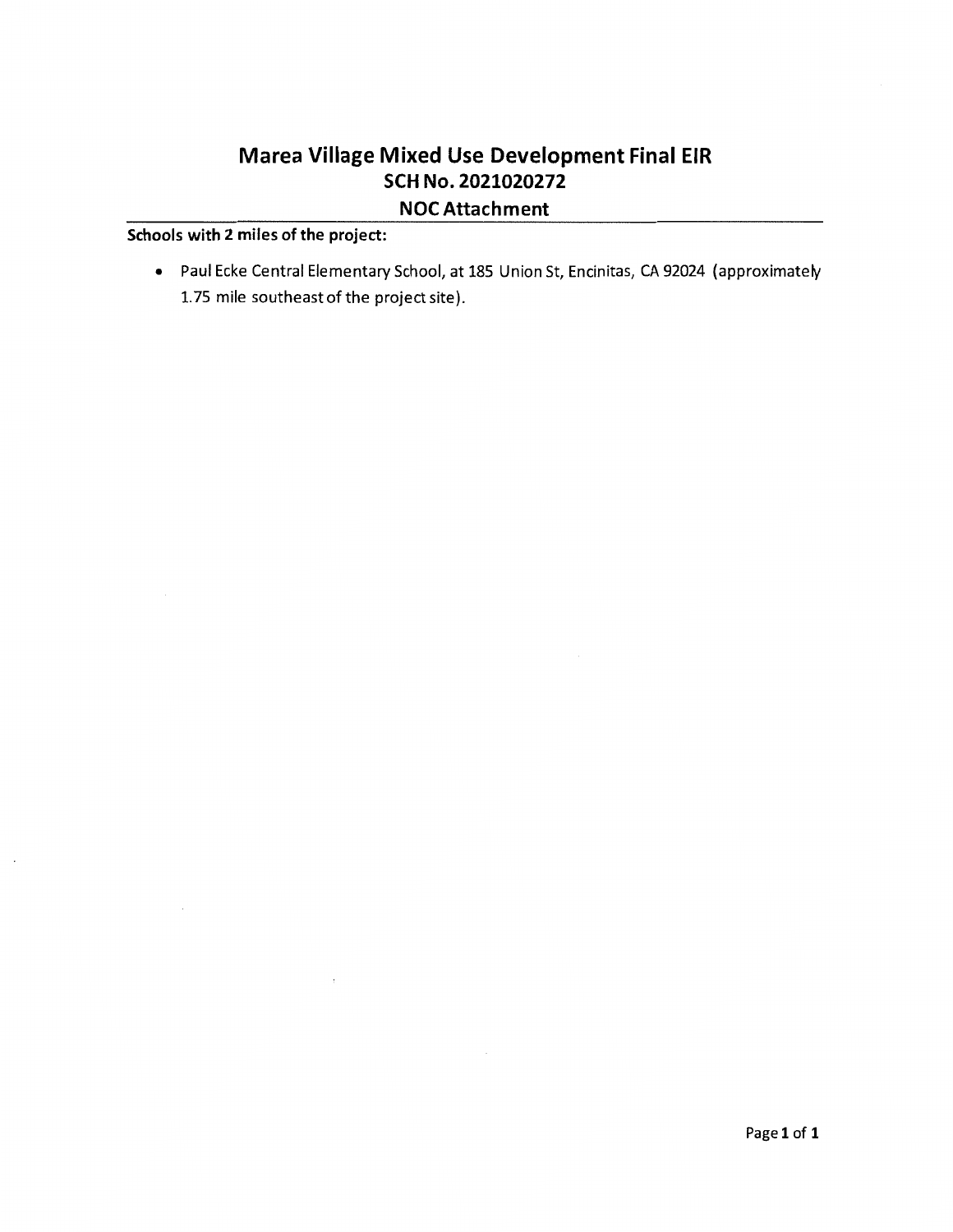# Marea Village Mixed Use Development Final EIR
## SCH No. 2021020272
## NOC Attachment

**Schools with 2 miles of the project:**

- Paul Ecke Central Elementary School, at 185 Union St, Encinitas, CA 92024 (approximately 1.75 mile southeast of the project site).